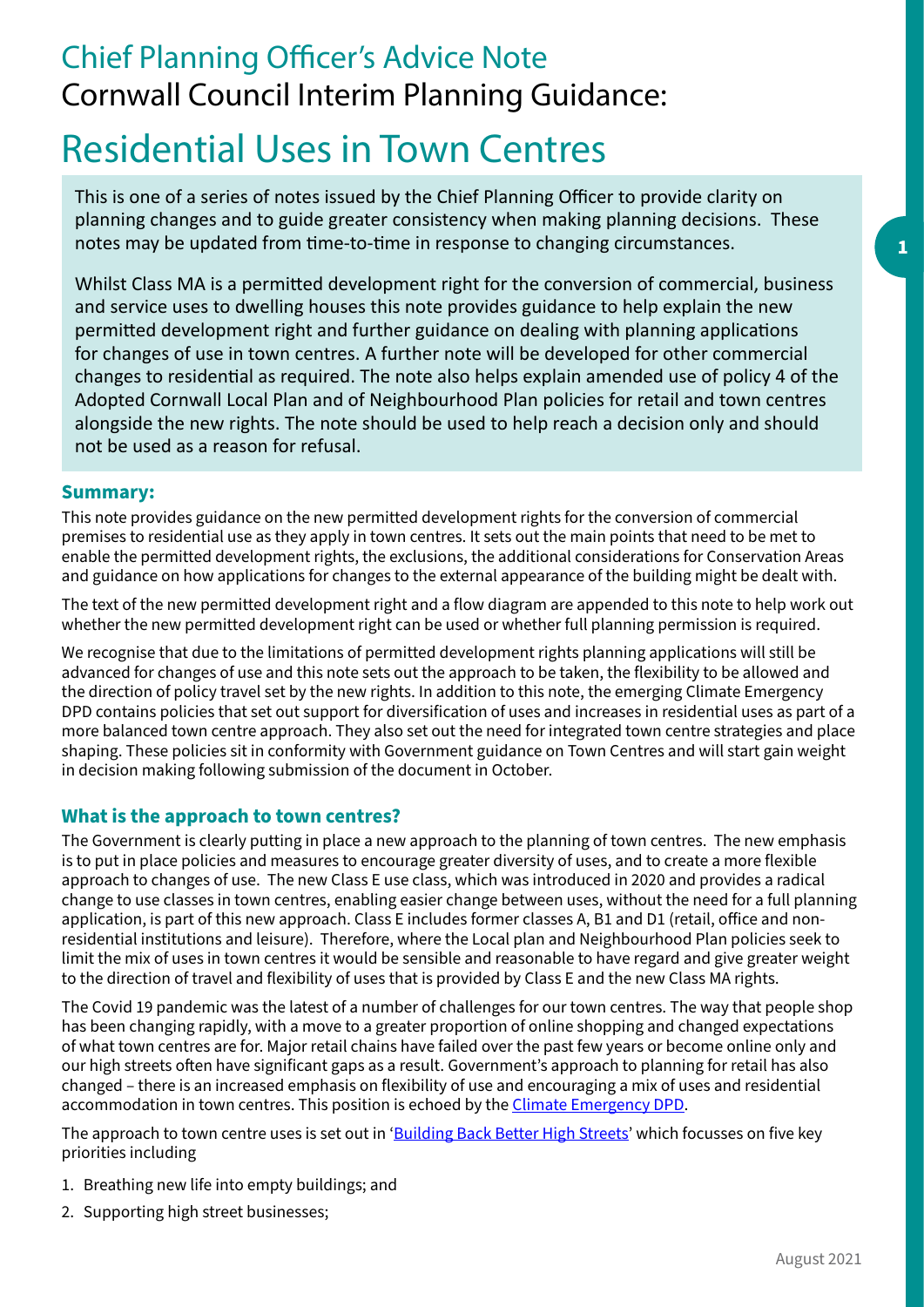# Chief Planning Officer's Advice Note

## Cornwall Council Interim Planning Guidance:

# Residential Uses in Town Centres

This is one of a series of notes issued by the Chief Planning Officer to provide clarity on planning changes and to guide greater consistency when making planning decisions. These notes may be updated from time-to-time in response to changing circumstances.

Whilst Class MA is a permitted development right for the conversion of commercial, business and service uses to dwelling houses this note provides guidance to help explain the new permitted development right and further guidance on dealing with planning applications for changes of use in town centres. A further note will be developed for other commercial changes to residential as required. The note also helps explain amended use of policy 4 of the Adopted Cornwall Local Plan and of Neighbourhood Plan policies for retail and town centres alongside the new rights. The note should be used to help reach a decision only and should not be used as a reason for refusal.

### Summary:

This note provides guidance on the new permitted development rights for the conversion of commercial premises to residential use as they apply in town centres. It sets out the main points that need to be met to enable the permitted development rights, the exclusions, the additional considerations for Conservation Areas and guidance on how applications for changes to the external appearance of the building might be dealt with.

The text of the new permitted development right and a flow diagram are appended to this note to help work out whether the new permitted development right can be used or whether full planning permission is required.

We recognise that due to the limitations of permitted development rights planning applications will still be advanced for changes of use and this note sets out the approach to be taken, the flexibility to be allowed and the direction of policy travel set by the new rights. In addition to this note, the emerging Climate Emergency DPD contains policies that set out support for diversification of uses and increases in residential uses as part of a more balanced town centre approach. They also set out the need for integrated town centre strategies and place shaping. These policies sit in conformity with Government guidance on Town Centres and will start gain weight in decision making following submission of the document in October.

### What is the approach to town centres?

The Government is clearly putting in place a new approach to the planning of town centres. The new emphasis is to put in place policies and measures to encourage greater diversity of uses, and to create a more flexible approach to changes of use. The new Class E use class, which was introduced in 2020 and provides a radical change to use classes in town centres, enabling easier change between uses, without the need for a full planning application, is part of this new approach. Class E includes former classes A, B1 and D1 (retail, office and non-residential institutions and leisure). Therefore, where the Local plan and Neighbourhood Plan policies seek to limit the mix of uses in town centres it would be sensible and reasonable to have regard and give greater weight to the direction of travel and flexibility of uses that is provided by Class E and the new Class MA rights.

The Covid 19 pandemic was the latest of a number of challenges for our town centres. The way that people shop has been changing rapidly, with a move to a greater proportion of online shopping and changed expectations of what town centres are for. Major retail chains have failed over the past few years or become online only and our high streets often have significant gaps as a result. Government's approach to planning for retail has also changed – there is an increased emphasis on flexibility of use and encouraging a mix of uses and residential accommodation in town centres. This position is echoed by the Climate Emergency DPD.

The approach to town centre uses is set out in 'Building Back Better High Streets' which focusses on five key priorities including

1. Breathing new life into empty buildings; and
2. Supporting high street businesses;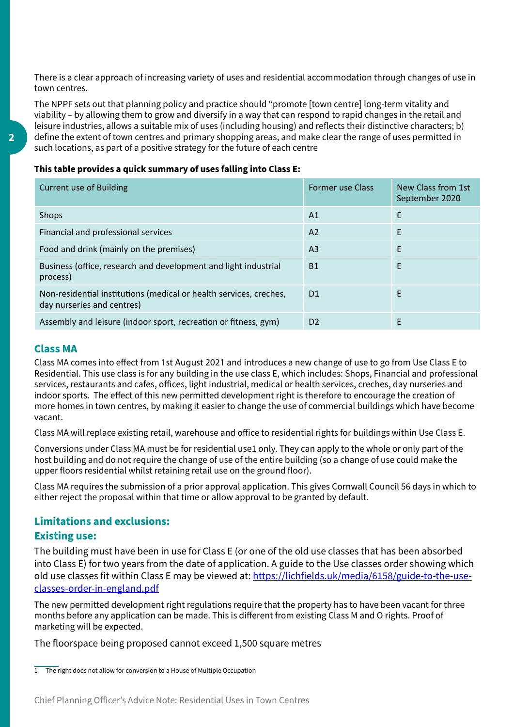There is a clear approach of increasing variety of uses and residential accommodation through changes of use in town centres.

The NPPF sets out that planning policy and practice should "promote [town centre] long-term vitality and viability – by allowing them to grow and diversify in a way that can respond to rapid changes in the retail and leisure industries, allows a suitable mix of uses (including housing) and reflects their distinctive characters; b) define the extent of town centres and primary shopping areas, and make clear the range of uses permitted in such locations, as part of a positive strategy for the future of each centre

**This table provides a quick summary of uses falling into Class E:**

| Current use of Building | Former use Class | New Class from 1st September 2020 |
|---|---|---|
| Shops | A1 | E |
| Financial and professional services | A2 | E |
| Food and drink (mainly on the premises) | A3 | E |
| Business (office, research and development and light industrial process) | B1 | E |
| Non-residential institutions (medical or health services, creches, day nurseries and centres) | D1 | E |
| Assembly and leisure (indoor sport, recreation or fitness, gym) | D2 | E |

## Class MA

Class MA comes into effect from 1st August 2021 and introduces a new change of use to go from Use Class E to Residential. This use class is for any building in the use class E, which includes: Shops, Financial and professional services, restaurants and cafes, offices, light industrial, medical or health services, creches, day nurseries and indoor sports. The effect of this new permitted development right is therefore to encourage the creation of more homes in town centres, by making it easier to change the use of commercial buildings which have become vacant.

Class MA will replace existing retail, warehouse and office to residential rights for buildings within Use Class E.

Conversions under Class MA must be for residential use[1] only. They can apply to the whole or only part of the host building and do not require the change of use of the entire building (so a change of use could make the upper floors residential whilst retaining retail use on the ground floor).

Class MA requires the submission of a prior approval application. This gives Cornwall Council 56 days in which to either reject the proposal within that time or allow approval to be granted by default.

## Limitations and exclusions:

### Existing use:

The building must have been in use for Class E (or one of the old use classes that has been absorbed into Class E) for two years from the date of application. A guide to the Use classes order showing which old use classes fit within Class E may be viewed at: https://lichfields.uk/media/6158/guide-to-the-use-classes-order-in-england.pdf

The new permitted development right regulations require that the property has to have been vacant for three months before any application can be made. This is different from existing Class M and O rights. Proof of marketing will be expected.

The floorspace being proposed cannot exceed 1,500 square metres

[1] The right does not allow for conversion to a House of Multiple Occupation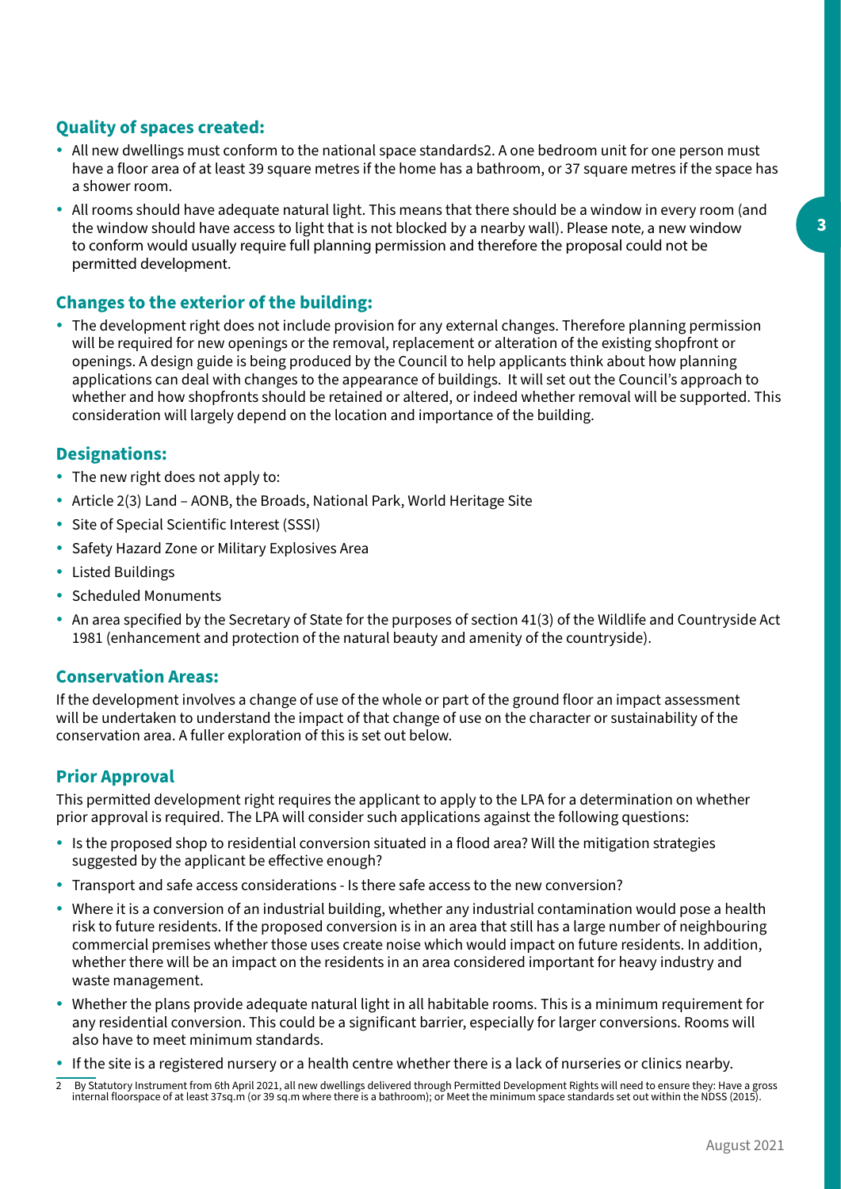### Quality of spaces created:

- All new dwellings must conform to the national space standards[2]. A one bedroom unit for one person must have a floor area of at least 39 square metres if the home has a bathroom, or 37 square metres if the space has a shower room.
- All rooms should have adequate natural light. This means that there should be a window in every room (and the window should have access to light that is not blocked by a nearby wall). Please note, a new window to conform would usually require full planning permission and therefore the proposal could not be permitted development.

### Changes to the exterior of the building:

- The development right does not include provision for any external changes. Therefore planning permission will be required for new openings or the removal, replacement or alteration of the existing shopfront or openings. A design guide is being produced by the Council to help applicants think about how planning applications can deal with changes to the appearance of buildings. It will set out the Council's approach to whether and how shopfronts should be retained or altered, or indeed whether removal will be supported. This consideration will largely depend on the location and importance of the building.

### Designations:

- The new right does not apply to:
- Article 2(3) Land – AONB, the Broads, National Park, World Heritage Site
- Site of Special Scientific Interest (SSSI)
- Safety Hazard Zone or Military Explosives Area
- Listed Buildings
- Scheduled Monuments
- An area specified by the Secretary of State for the purposes of section 41(3) of the Wildlife and Countryside Act 1981 (enhancement and protection of the natural beauty and amenity of the countryside).

### Conservation Areas:

If the development involves a change of use of the whole or part of the ground floor an impact assessment will be undertaken to understand the impact of that change of use on the character or sustainability of the conservation area. A fuller exploration of this is set out below.

### Prior Approval

This permitted development right requires the applicant to apply to the LPA for a determination on whether prior approval is required. The LPA will consider such applications against the following questions:

- Is the proposed shop to residential conversion situated in a flood area? Will the mitigation strategies suggested by the applicant be effective enough?
- Transport and safe access considerations - Is there safe access to the new conversion?
- Where it is a conversion of an industrial building, whether any industrial contamination would pose a health risk to future residents. If the proposed conversion is in an area that still has a large number of neighbouring commercial premises whether those uses create noise which would impact on future residents. In addition, whether there will be an impact on the residents in an area considered important for heavy industry and waste management.
- Whether the plans provide adequate natural light in all habitable rooms. This is a minimum requirement for any residential conversion. This could be a significant barrier, especially for larger conversions. Rooms will also have to meet minimum standards.
- If the site is a registered nursery or a health centre whether there is a lack of nurseries or clinics nearby.

2 By Statutory Instrument from 6th April 2021, all new dwellings delivered through Permitted Development Rights will need to ensure they: Have a gross internal floorspace of at least 37sq.m (or 39 sq.m where there is a bathroom); or Meet the minimum space standards set out within the NDSS (2015).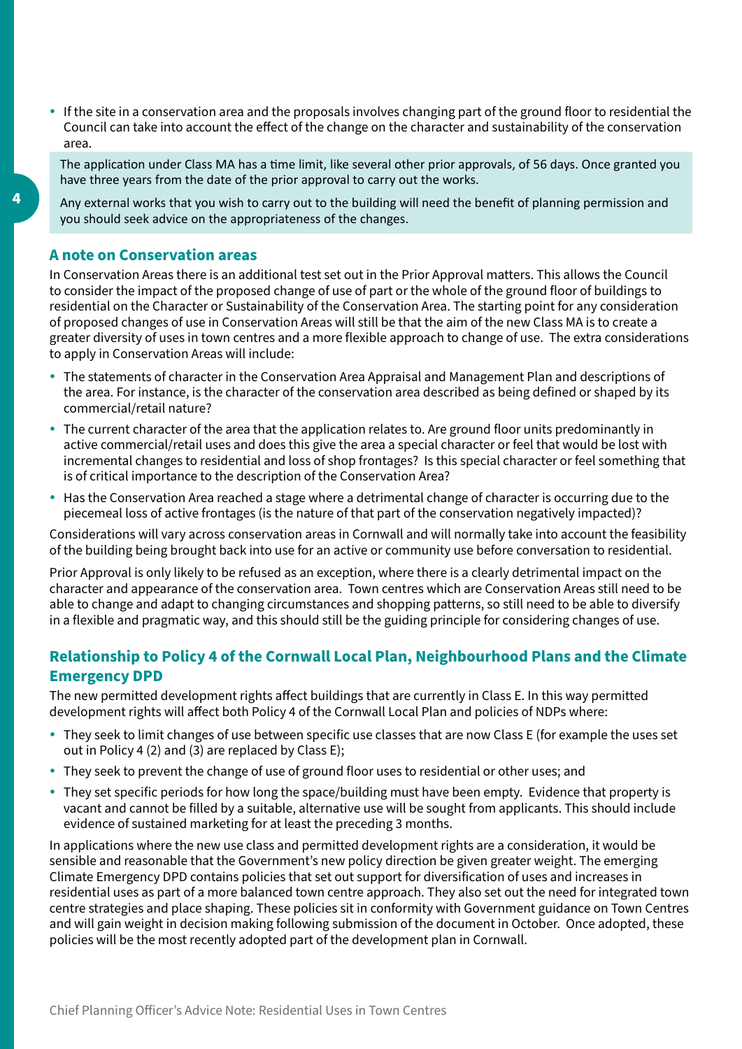- If the site in a conservation area and the proposals involves changing part of the ground floor to residential the Council can take into account the effect of the change on the character and sustainability of the conservation area.

The application under Class MA has a time limit, like several other prior approvals, of 56 days. Once granted you have three years from the date of the prior approval to carry out the works.

Any external works that you wish to carry out to the building will need the benefit of planning permission and you should seek advice on the appropriateness of the changes.

## A note on Conservation areas

In Conservation Areas there is an additional test set out in the Prior Approval matters. This allows the Council to consider the impact of the proposed change of use of part or the whole of the ground floor of buildings to residential on the Character or Sustainability of the Conservation Area. The starting point for any consideration of proposed changes of use in Conservation Areas will still be that the aim of the new Class MA is to create a greater diversity of uses in town centres and a more flexible approach to change of use. The extra considerations to apply in Conservation Areas will include:

- The statements of character in the Conservation Area Appraisal and Management Plan and descriptions of the area. For instance, is the character of the conservation area described as being defined or shaped by its commercial/retail nature?
- The current character of the area that the application relates to. Are ground floor units predominantly in active commercial/retail uses and does this give the area a special character or feel that would be lost with incremental changes to residential and loss of shop frontages? Is this special character or feel something that is of critical importance to the description of the Conservation Area?
- Has the Conservation Area reached a stage where a detrimental change of character is occurring due to the piecemeal loss of active frontages (is the nature of that part of the conservation negatively impacted)?

Considerations will vary across conservation areas in Cornwall and will normally take into account the feasibility of the building being brought back into use for an active or community use before conversation to residential.

Prior Approval is only likely to be refused as an exception, where there is a clearly detrimental impact on the character and appearance of the conservation area. Town centres which are Conservation Areas still need to be able to change and adapt to changing circumstances and shopping patterns, so still need to be able to diversify in a flexible and pragmatic way, and this should still be the guiding principle for considering changes of use.

## Relationship to Policy 4 of the Cornwall Local Plan, Neighbourhood Plans and the Climate Emergency DPD

The new permitted development rights affect buildings that are currently in Class E. In this way permitted development rights will affect both Policy 4 of the Cornwall Local Plan and policies of NDPs where:

- They seek to limit changes of use between specific use classes that are now Class E (for example the uses set out in Policy 4 (2) and (3) are replaced by Class E);
- They seek to prevent the change of use of ground floor uses to residential or other uses; and
- They set specific periods for how long the space/building must have been empty. Evidence that property is vacant and cannot be filled by a suitable, alternative use will be sought from applicants. This should include evidence of sustained marketing for at least the preceding 3 months.

In applications where the new use class and permitted development rights are a consideration, it would be sensible and reasonable that the Government's new policy direction be given greater weight. The emerging Climate Emergency DPD contains policies that set out support for diversification of uses and increases in residential uses as part of a more balanced town centre approach. They also set out the need for integrated town centre strategies and place shaping. These policies sit in conformity with Government guidance on Town Centres and will gain weight in decision making following submission of the document in October. Once adopted, these policies will be the most recently adopted part of the development plan in Cornwall.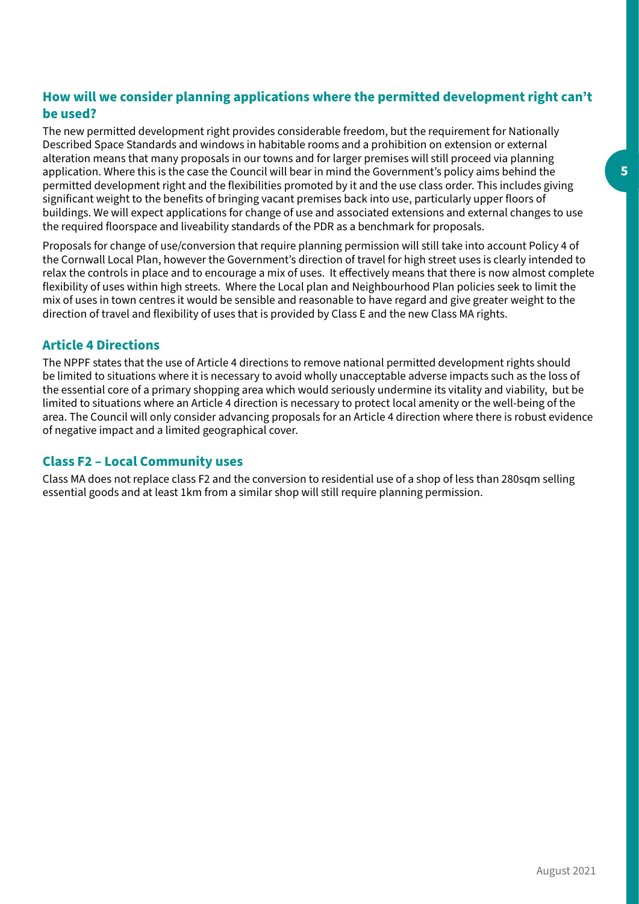### How will we consider planning applications where the permitted development right can't be used?

The new permitted development right provides considerable freedom, but the requirement for Nationally Described Space Standards and windows in habitable rooms and a prohibition on extension or external alteration means that many proposals in our towns and for larger premises will still proceed via planning application. Where this is the case the Council will bear in mind the Government's policy aims behind the permitted development right and the flexibilities promoted by it and the use class order. This includes giving significant weight to the benefits of bringing vacant premises back into use, particularly upper floors of buildings. We will expect applications for change of use and associated extensions and external changes to use the required floorspace and liveability standards of the PDR as a benchmark for proposals.

Proposals for change of use/conversion that require planning permission will still take into account Policy 4 of the Cornwall Local Plan, however the Government's direction of travel for high street uses is clearly intended to relax the controls in place and to encourage a mix of uses. It effectively means that there is now almost complete flexibility of uses within high streets. Where the Local plan and Neighbourhood Plan policies seek to limit the mix of uses in town centres it would be sensible and reasonable to have regard and give greater weight to the direction of travel and flexibility of uses that is provided by Class E and the new Class MA rights.

### Article 4 Directions

The NPPF states that the use of Article 4 directions to remove national permitted development rights should be limited to situations where it is necessary to avoid wholly unacceptable adverse impacts such as the loss of the essential core of a primary shopping area which would seriously undermine its vitality and viability, but be limited to situations where an Article 4 direction is necessary to protect local amenity or the well-being of the area. The Council will only consider advancing proposals for an Article 4 direction where there is robust evidence of negative impact and a limited geographical cover.

### Class F2 – Local Community uses

Class MA does not replace class F2 and the conversion to residential use of a shop of less than 280sqm selling essential goods and at least 1km from a similar shop will still require planning permission.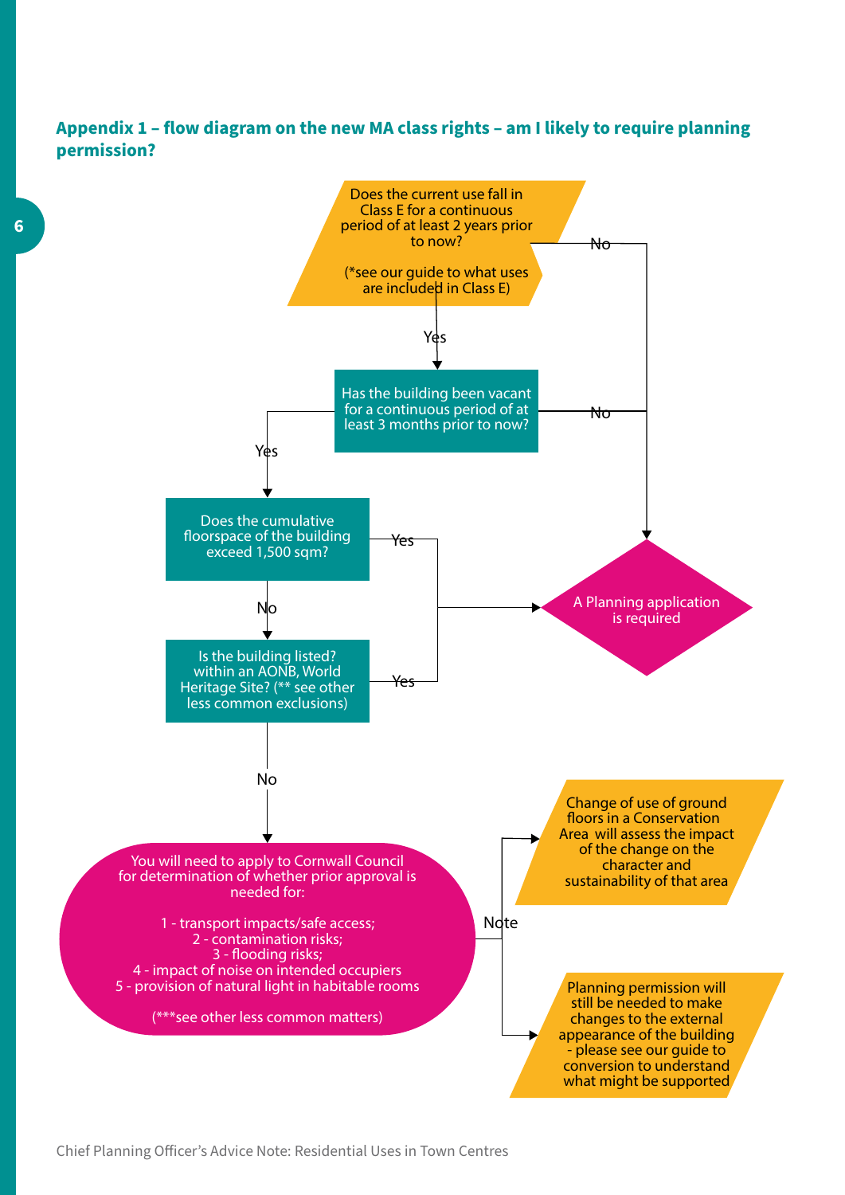## Appendix 1 – flow diagram on the new MA class rights – am I likely to require planning permission?

Does the current use fall in Class E for a continuous period of at least 2 years prior to now?

(*see our guide to what uses are included in Class E)

- No → A Planning application is required
- Yes → Has the building been vacant for a continuous period of at least 3 months prior to now?

Has the building been vacant for a continuous period of at least 3 months prior to now?

- No → A Planning application is required
- Yes → Does the cumulative floorspace of the building exceed 1,500 sqm?

Does the cumulative floorspace of the building exceed 1,500 sqm?

- Yes → A Planning application is required
- No → Is the building listed? within an AONB, World Heritage Site? (** see other less common exclusions)

Is the building listed? within an AONB, World Heritage Site? (** see other less common exclusions)

- Yes → A Planning application is required
- No → You will need to apply to Cornwall Council for determination of whether prior approval is needed for:

  1 - transport impacts/safe access;
  2 - contamination risks;
  3 - flooding risks;
  4 - impact of noise on intended occupiers
  5 - provision of natural light in habitable rooms

  (***see other less common matters)

Note:

- Change of use of ground floors in a Conservation Area will assess the impact of the change on the character and sustainability of that area
- Planning permission will still be needed to make changes to the external appearance of the building - please see our guide to conversion to understand what might be supported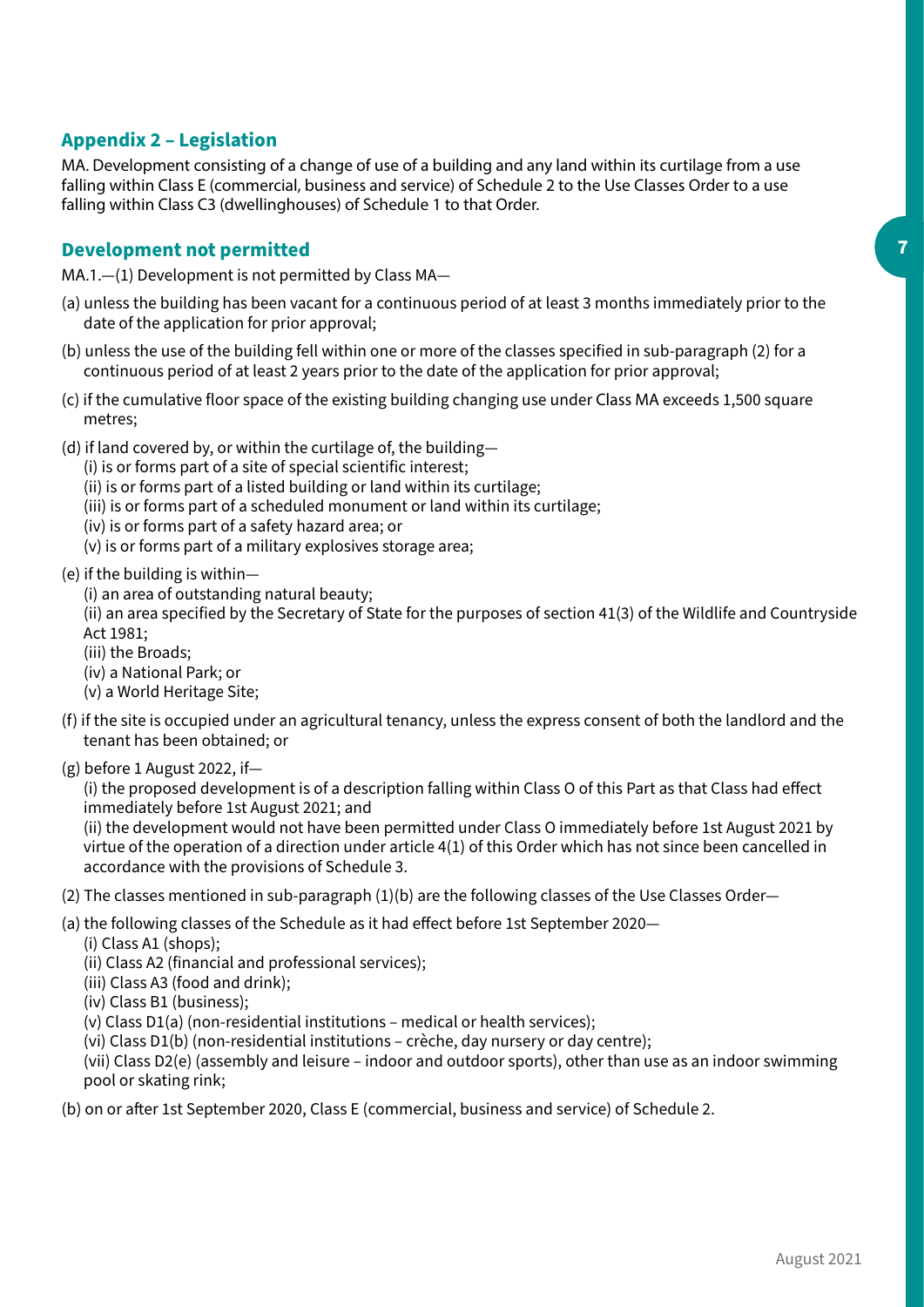## Appendix 2 – Legislation

MA. Development consisting of a change of use of a building and any land within its curtilage from a use falling within Class E (commercial, business and service) of Schedule 2 to the Use Classes Order to a use falling within Class C3 (dwellinghouses) of Schedule 1 to that Order.

## Development not permitted

MA.1.—(1) Development is not permitted by Class MA—

(a) unless the building has been vacant for a continuous period of at least 3 months immediately prior to the date of the application for prior approval;

(b) unless the use of the building fell within one or more of the classes specified in sub-paragraph (2) for a continuous period of at least 2 years prior to the date of the application for prior approval;

(c) if the cumulative floor space of the existing building changing use under Class MA exceeds 1,500 square metres;

(d) if land covered by, or within the curtilage of, the building—
  (i) is or forms part of a site of special scientific interest;
  (ii) is or forms part of a listed building or land within its curtilage;
  (iii) is or forms part of a scheduled monument or land within its curtilage;
  (iv) is or forms part of a safety hazard area; or
  (v) is or forms part of a military explosives storage area;

(e) if the building is within—
  (i) an area of outstanding natural beauty;
  (ii) an area specified by the Secretary of State for the purposes of section 41(3) of the Wildlife and Countryside Act 1981;
  (iii) the Broads;
  (iv) a National Park; or
  (v) a World Heritage Site;

(f) if the site is occupied under an agricultural tenancy, unless the express consent of both the landlord and the tenant has been obtained; or

(g) before 1 August 2022, if—
  (i) the proposed development is of a description falling within Class O of this Part as that Class had effect immediately before 1st August 2021; and
  (ii) the development would not have been permitted under Class O immediately before 1st August 2021 by virtue of the operation of a direction under article 4(1) of this Order which has not since been cancelled in accordance with the provisions of Schedule 3.

(2) The classes mentioned in sub-paragraph (1)(b) are the following classes of the Use Classes Order—

(a) the following classes of the Schedule as it had effect before 1st September 2020—
  (i) Class A1 (shops);
  (ii) Class A2 (financial and professional services);
  (iii) Class A3 (food and drink);
  (iv) Class B1 (business);
  (v) Class D1(a) (non-residential institutions – medical or health services);
  (vi) Class D1(b) (non-residential institutions – crèche, day nursery or day centre);
  (vii) Class D2(e) (assembly and leisure – indoor and outdoor sports), other than use as an indoor swimming pool or skating rink;

(b) on or after 1st September 2020, Class E (commercial, business and service) of Schedule 2.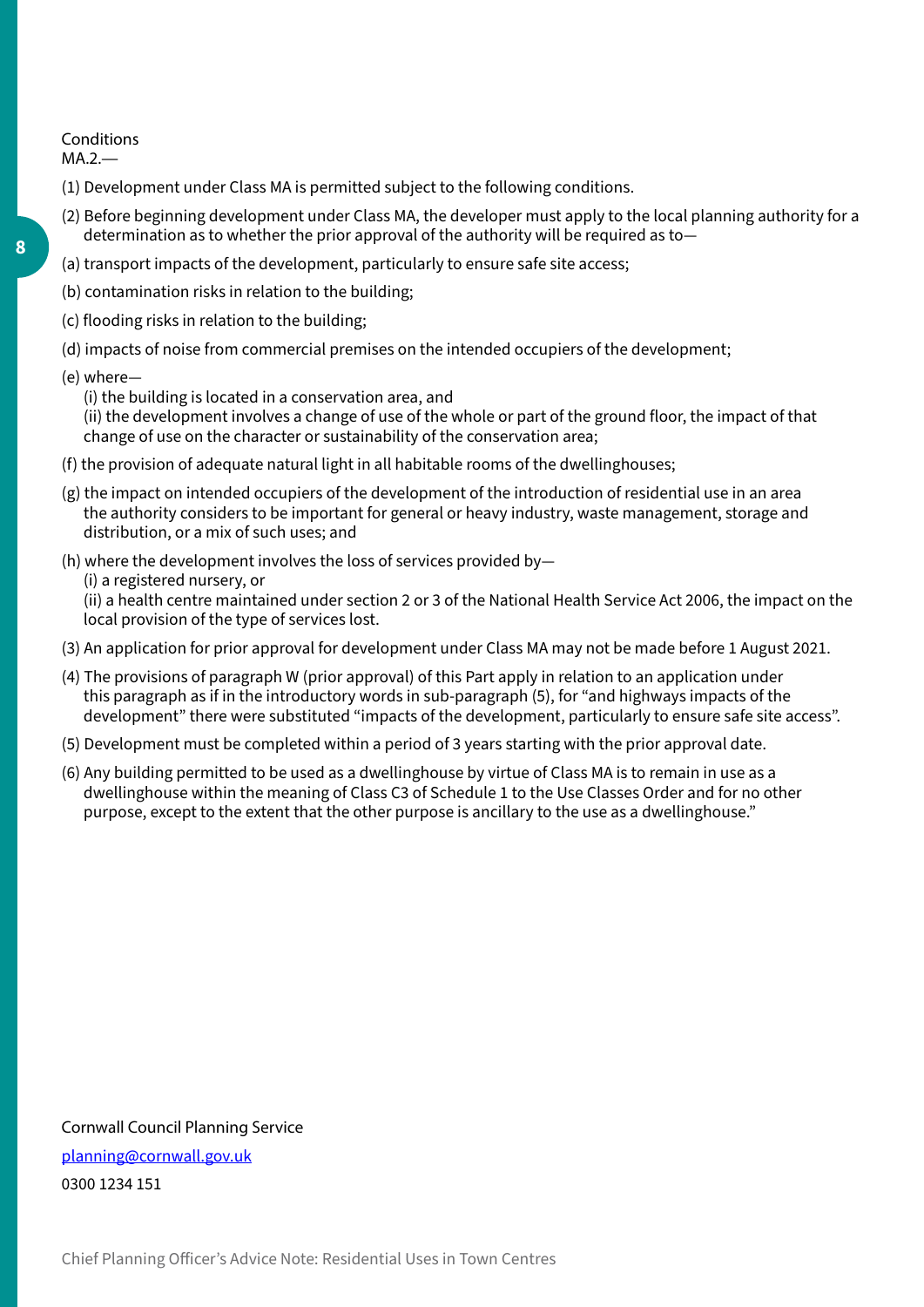Conditions
MA.2.—

(1) Development under Class MA is permitted subject to the following conditions.

(2) Before beginning development under Class MA, the developer must apply to the local planning authority for a determination as to whether the prior approval of the authority will be required as to—

(a) transport impacts of the development, particularly to ensure safe site access;

(b) contamination risks in relation to the building;

(c) flooding risks in relation to the building;

(d) impacts of noise from commercial premises on the intended occupiers of the development;

(e) where—
(i) the building is located in a conservation area, and
(ii) the development involves a change of use of the whole or part of the ground floor, the impact of that change of use on the character or sustainability of the conservation area;

(f) the provision of adequate natural light in all habitable rooms of the dwellinghouses;

(g) the impact on intended occupiers of the development of the introduction of residential use in an area the authority considers to be important for general or heavy industry, waste management, storage and distribution, or a mix of such uses; and

(h) where the development involves the loss of services provided by—
(i) a registered nursery, or
(ii) a health centre maintained under section 2 or 3 of the National Health Service Act 2006, the impact on the local provision of the type of services lost.

(3) An application for prior approval for development under Class MA may not be made before 1 August 2021.

(4) The provisions of paragraph W (prior approval) of this Part apply in relation to an application under this paragraph as if in the introductory words in sub-paragraph (5), for "and highways impacts of the development" there were substituted "impacts of the development, particularly to ensure safe site access".

(5) Development must be completed within a period of 3 years starting with the prior approval date.

(6) Any building permitted to be used as a dwellinghouse by virtue of Class MA is to remain in use as a dwellinghouse within the meaning of Class C3 of Schedule 1 to the Use Classes Order and for no other purpose, except to the extent that the other purpose is ancillary to the use as a dwellinghouse."

Cornwall Council Planning Service

planning@cornwall.gov.uk

0300 1234 151